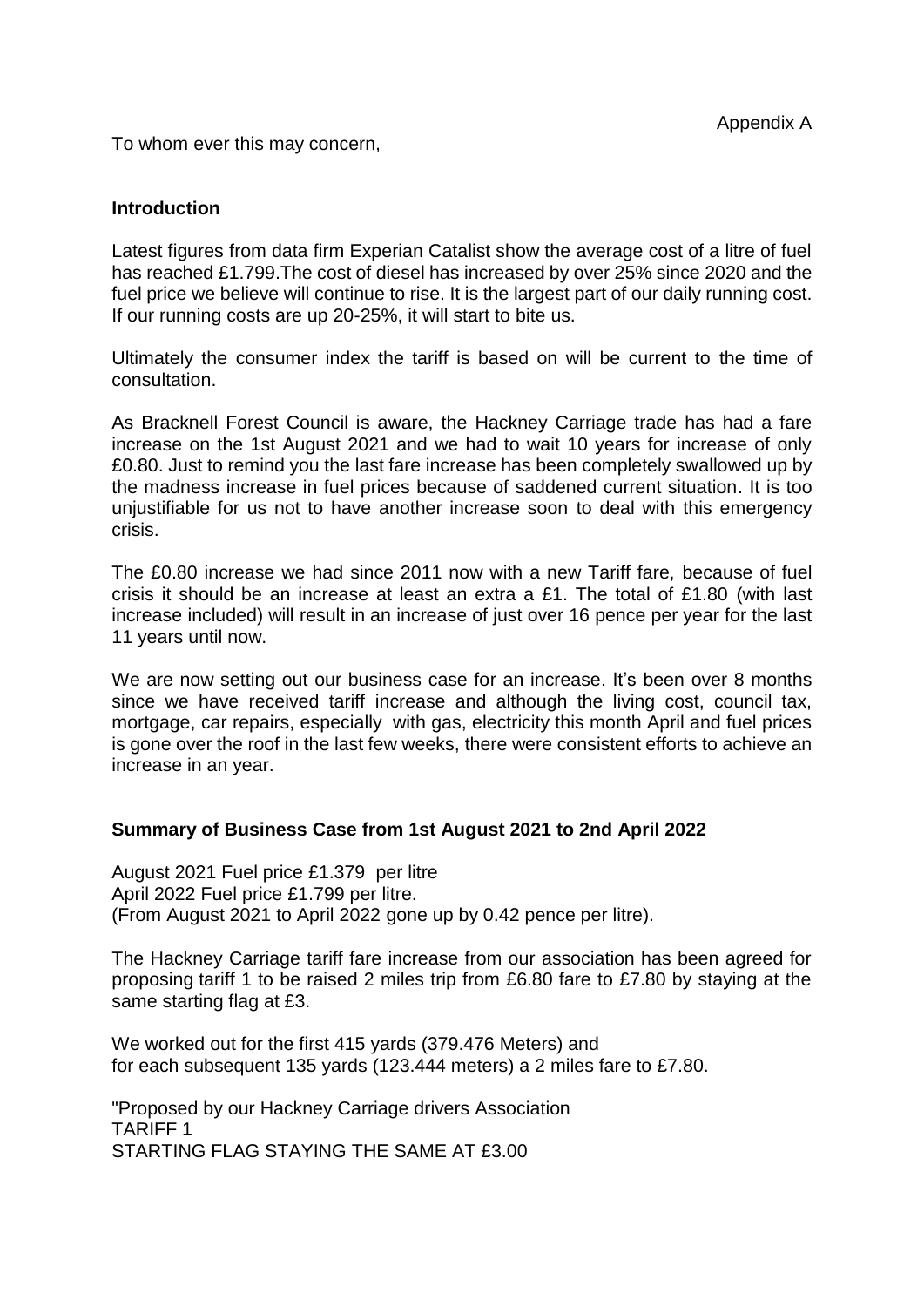Appendix A

To whom ever this may concern,

**Introduction**

Latest figures from data firm Experian Catalist show the average cost of a litre of fuel has reached £1.799.The cost of diesel has increased by over 25% since 2020 and the fuel price we believe will continue to rise. It is the largest part of our daily running cost. If our running costs are up 20-25%, it will start to bite us.

Ultimately the consumer index the tariff is based on will be current to the time of consultation.

As Bracknell Forest Council is aware, the Hackney Carriage trade has had a fare increase on the 1st August 2021 and we had to wait 10 years for increase of only £0.80. Just to remind you the last fare increase has been completely swallowed up by the madness increase in fuel prices because of saddened current situation. It is too unjustifiable for us not to have another increase soon to deal with this emergency crisis.

The £0.80 increase we had since 2011 now with a new Tariff fare, because of fuel crisis it should be an increase at least an extra a £1. The total of £1.80 (with last increase included) will result in an increase of just over 16 pence per year for the last 11 years until now.

We are now setting out our business case for an increase. It's been over 8 months since we have received tariff increase and although the living cost, council tax, mortgage, car repairs, especially with gas, electricity this month April and fuel prices is gone over the roof in the last few weeks, there were consistent efforts to achieve an increase in an year.

**Summary of Business Case from 1st August 2021 to 2nd April 2022**

August 2021 Fuel price £1.379 per litre
April 2022 Fuel price £1.799 per litre.
(From August 2021 to April 2022 gone up by 0.42 pence per litre).

The Hackney Carriage tariff fare increase from our association has been agreed for proposing tariff 1 to be raised 2 miles trip from £6.80 fare to £7.80 by staying at the same starting flag at £3.

We worked out for the first 415 yards (379.476 Meters) and
for each subsequent 135 yards (123.444 meters) a 2 miles fare to £7.80.

"Proposed by our Hackney Carriage drivers Association
TARIFF 1
STARTING FLAG STAYING THE SAME AT £3.00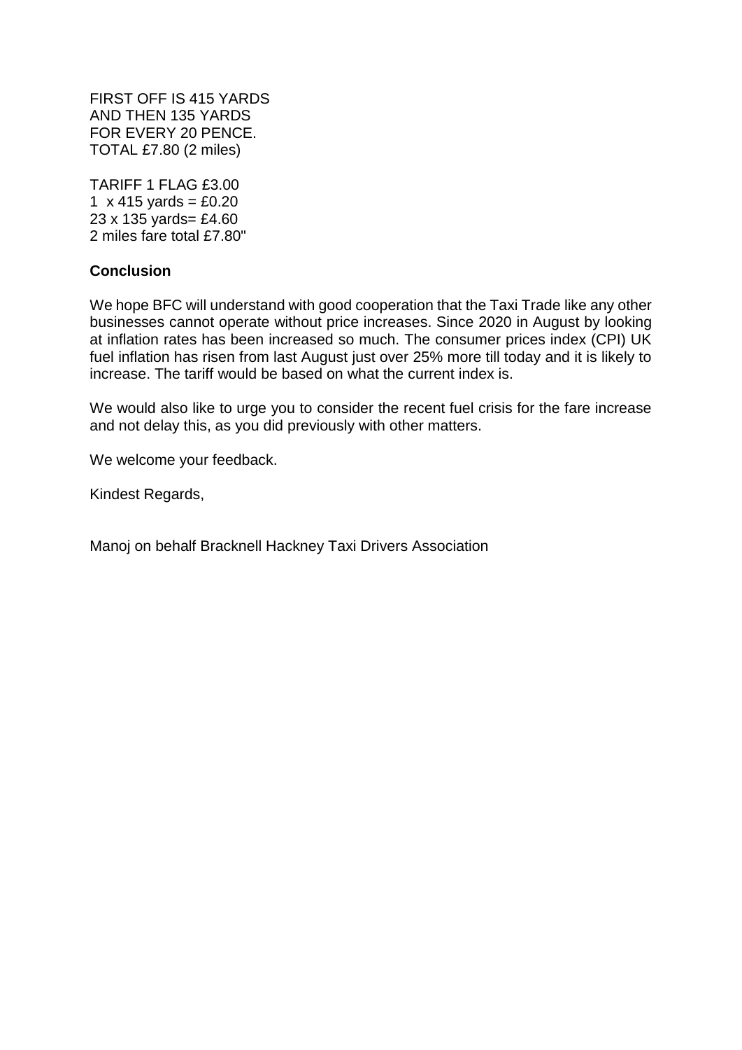FIRST OFF IS 415 YARDS
AND THEN 135 YARDS
FOR EVERY 20 PENCE.
TOTAL £7.80 (2 miles)

TARIFF 1 FLAG £3.00
1 x 415 yards = £0.20
23 x 135 yards= £4.60
2 miles fare total £7.80"

**Conclusion**

We hope BFC will understand with good cooperation that the Taxi Trade like any other businesses cannot operate without price increases. Since 2020 in August by looking at inflation rates has been increased so much. The consumer prices index (CPI) UK fuel inflation has risen from last August just over 25% more till today and it is likely to increase. The tariff would be based on what the current index is.

We would also like to urge you to consider the recent fuel crisis for the fare increase and not delay this, as you did previously with other matters.

We welcome your feedback.

Kindest Regards,

Manoj on behalf Bracknell Hackney Taxi Drivers Association